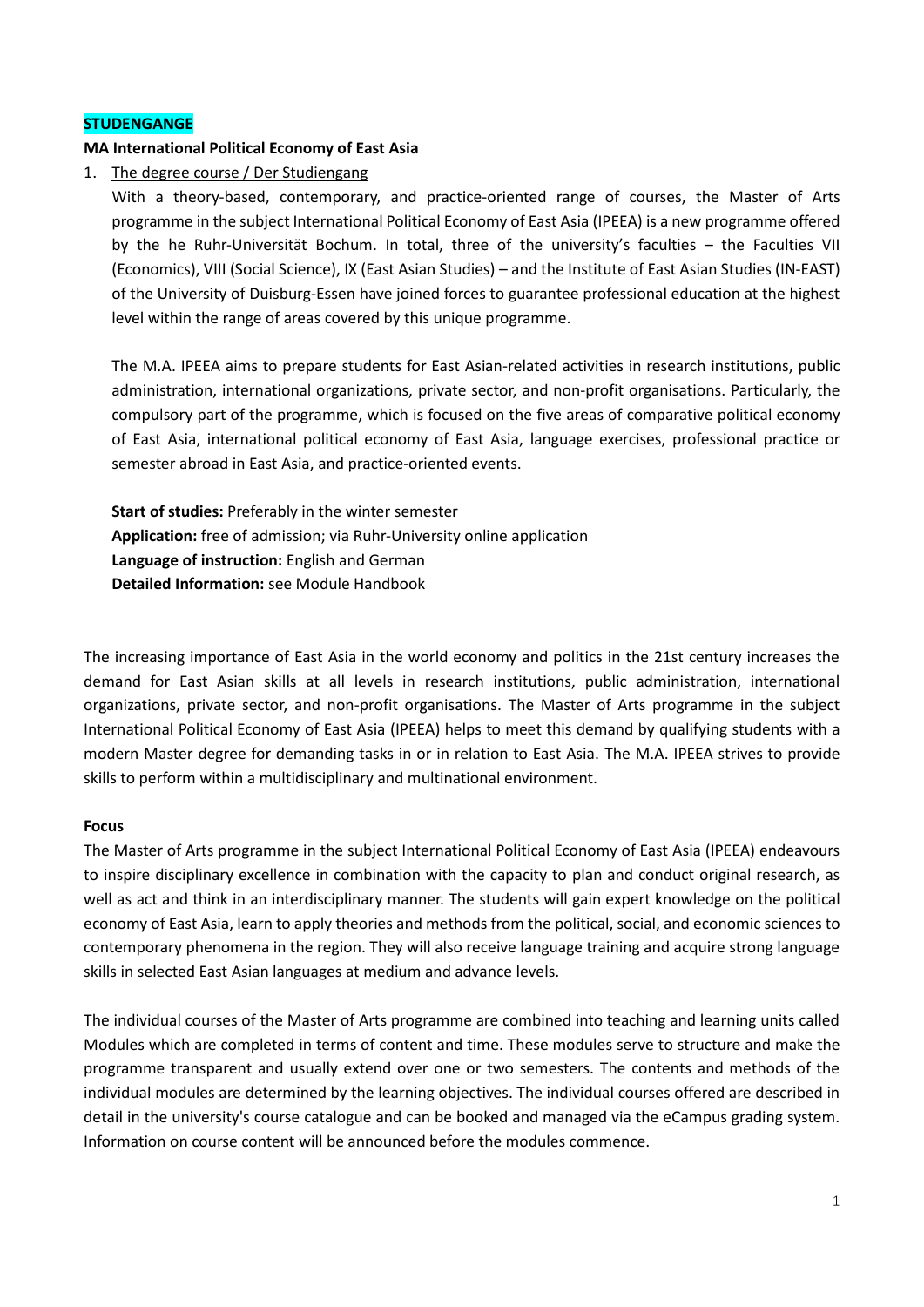**STUDENGANGE**

**MA International Political Economy of East Asia**

1. The degree course / Der Studiengang

   With a theory-based, contemporary, and practice-oriented range of courses, the Master of Arts programme in the subject International Political Economy of East Asia (IPEEA) is a new programme offered by the he Ruhr-Universität Bochum. In total, three of the university's faculties – the Faculties VII (Economics), VIII (Social Science), IX (East Asian Studies) – and the Institute of East Asian Studies (IN-EAST) of the University of Duisburg-Essen have joined forces to guarantee professional education at the highest level within the range of areas covered by this unique programme.

   The M.A. IPEEA aims to prepare students for East Asian-related activities in research institutions, public administration, international organizations, private sector, and non-profit organisations. Particularly, the compulsory part of the programme, which is focused on the five areas of comparative political economy of East Asia, international political economy of East Asia, language exercises, professional practice or semester abroad in East Asia, and practice-oriented events.

   **Start of studies:** Preferably in the winter semester
   **Application:** free of admission; via Ruhr-University online application
   **Language of instruction:** English and German
   **Detailed Information:** see Module Handbook

The increasing importance of East Asia in the world economy and politics in the 21st century increases the demand for East Asian skills at all levels in research institutions, public administration, international organizations, private sector, and non-profit organisations. The Master of Arts programme in the subject International Political Economy of East Asia (IPEEA) helps to meet this demand by qualifying students with a modern Master degree for demanding tasks in or in relation to East Asia. The M.A. IPEEA strives to provide skills to perform within a multidisciplinary and multinational environment.

**Focus**

The Master of Arts programme in the subject International Political Economy of East Asia (IPEEA) endeavours to inspire disciplinary excellence in combination with the capacity to plan and conduct original research, as well as act and think in an interdisciplinary manner. The students will gain expert knowledge on the political economy of East Asia, learn to apply theories and methods from the political, social, and economic sciences to contemporary phenomena in the region. They will also receive language training and acquire strong language skills in selected East Asian languages at medium and advance levels.

The individual courses of the Master of Arts programme are combined into teaching and learning units called Modules which are completed in terms of content and time. These modules serve to structure and make the programme transparent and usually extend over one or two semesters. The contents and methods of the individual modules are determined by the learning objectives. The individual courses offered are described in detail in the university's course catalogue and can be booked and managed via the eCampus grading system. Information on course content will be announced before the modules commence.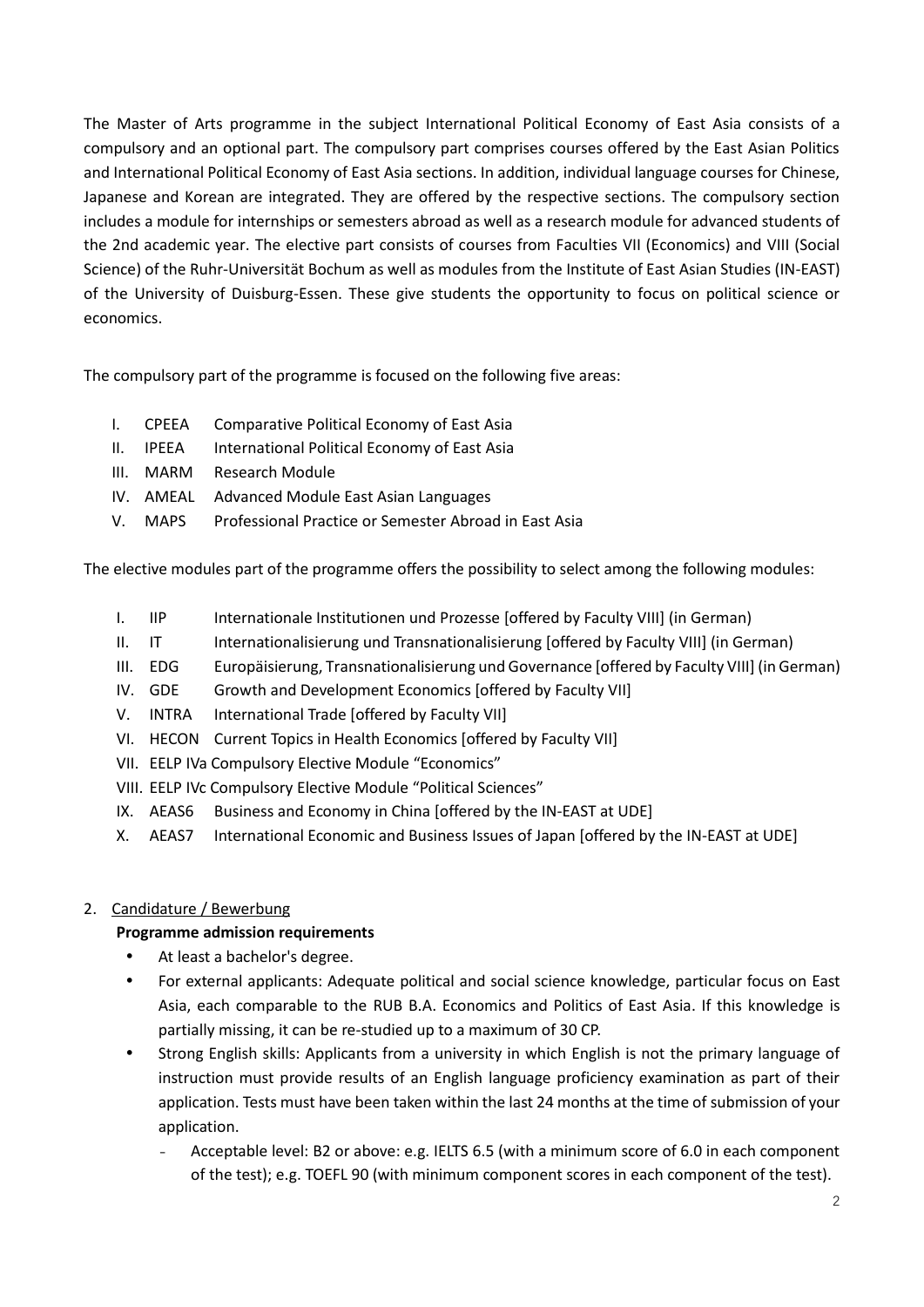The Master of Arts programme in the subject International Political Economy of East Asia consists of a compulsory and an optional part. The compulsory part comprises courses offered by the East Asian Politics and International Political Economy of East Asia sections. In addition, individual language courses for Chinese, Japanese and Korean are integrated. They are offered by the respective sections. The compulsory section includes a module for internships or semesters abroad as well as a research module for advanced students of the 2nd academic year. The elective part consists of courses from Faculties VII (Economics) and VIII (Social Science) of the Ruhr-Universität Bochum as well as modules from the Institute of East Asian Studies (IN-EAST) of the University of Duisburg-Essen. These give students the opportunity to focus on political science or economics.

The compulsory part of the programme is focused on the following five areas:

I. CPEEA Comparative Political Economy of East Asia
II. IPEEA International Political Economy of East Asia
III. MARM Research Module
IV. AMEAL Advanced Module East Asian Languages
V. MAPS Professional Practice or Semester Abroad in East Asia

The elective modules part of the programme offers the possibility to select among the following modules:

I. IIP Internationale Institutionen und Prozesse [offered by Faculty VIII] (in German)
II. IT Internationalisierung und Transnationalisierung [offered by Faculty VIII] (in German)
III. EDG Europäisierung, Transnationalisierung und Governance [offered by Faculty VIII] (in German)
IV. GDE Growth and Development Economics [offered by Faculty VII]
V. INTRA International Trade [offered by Faculty VII]
VI. HECON Current Topics in Health Economics [offered by Faculty VII]
VII. EELP IVa Compulsory Elective Module "Economics"
VIII. EELP IVc Compulsory Elective Module "Political Sciences"
IX. AEAS6 Business and Economy in China [offered by the IN-EAST at UDE]
X. AEAS7 International Economic and Business Issues of Japan [offered by the IN-EAST at UDE]

## 2. Candidature / Bewerbung

**Programme admission requirements**

- At least a bachelor's degree.
- For external applicants: Adequate political and social science knowledge, particular focus on East Asia, each comparable to the RUB B.A. Economics and Politics of East Asia. If this knowledge is partially missing, it can be re-studied up to a maximum of 30 CP.
- Strong English skills: Applicants from a university in which English is not the primary language of instruction must provide results of an English language proficiency examination as part of their application. Tests must have been taken within the last 24 months at the time of submission of your application.
  - Acceptable level: B2 or above: e.g. IELTS 6.5 (with a minimum score of 6.0 in each component of the test); e.g. TOEFL 90 (with minimum component scores in each component of the test).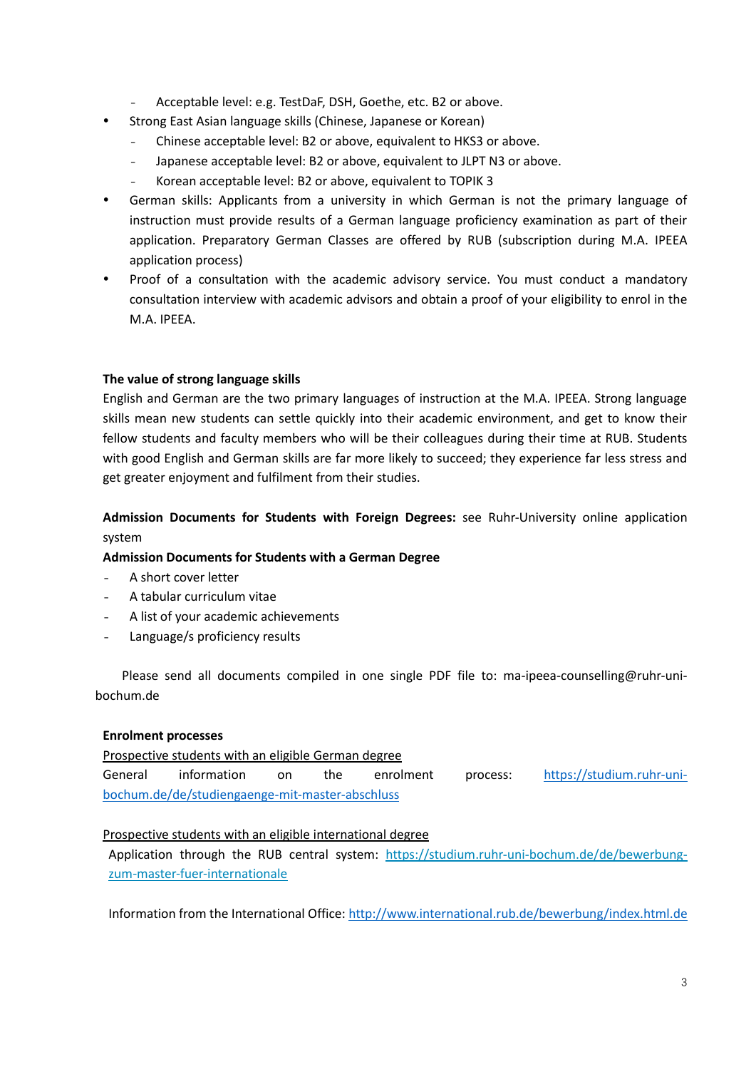- Acceptable level: e.g. TestDaF, DSH, Goethe, etc. B2 or above.
- Strong East Asian language skills (Chinese, Japanese or Korean)
  - Chinese acceptable level: B2 or above, equivalent to HKS3 or above.
  - Japanese acceptable level: B2 or above, equivalent to JLPT N3 or above.
  - Korean acceptable level: B2 or above, equivalent to TOPIK 3
- German skills: Applicants from a university in which German is not the primary language of instruction must provide results of a German language proficiency examination as part of their application. Preparatory German Classes are offered by RUB (subscription during M.A. IPEEA application process)
- Proof of a consultation with the academic advisory service. You must conduct a mandatory consultation interview with academic advisors and obtain a proof of your eligibility to enrol in the M.A. IPEEA.

**The value of strong language skills**

English and German are the two primary languages of instruction at the M.A. IPEEA. Strong language skills mean new students can settle quickly into their academic environment, and get to know their fellow students and faculty members who will be their colleagues during their time at RUB. Students with good English and German skills are far more likely to succeed; they experience far less stress and get greater enjoyment and fulfilment from their studies.

**Admission Documents for Students with Foreign Degrees:** see Ruhr-University online application system

**Admission Documents for Students with a German Degree**

- A short cover letter
- A tabular curriculum vitae
- A list of your academic achievements
- Language/s proficiency results

Please send all documents compiled in one single PDF file to: ma-ipeea-counselling@ruhr-uni-bochum.de

**Enrolment processes**

Prospective students with an eligible German degree

General information on the enrolment process: https://studium.ruhr-uni-bochum.de/de/studiengaenge-mit-master-abschluss

Prospective students with an eligible international degree

Application through the RUB central system: https://studium.ruhr-uni-bochum.de/de/bewerbung-zum-master-fuer-internationale

Information from the International Office: http://www.international.rub.de/bewerbung/index.html.de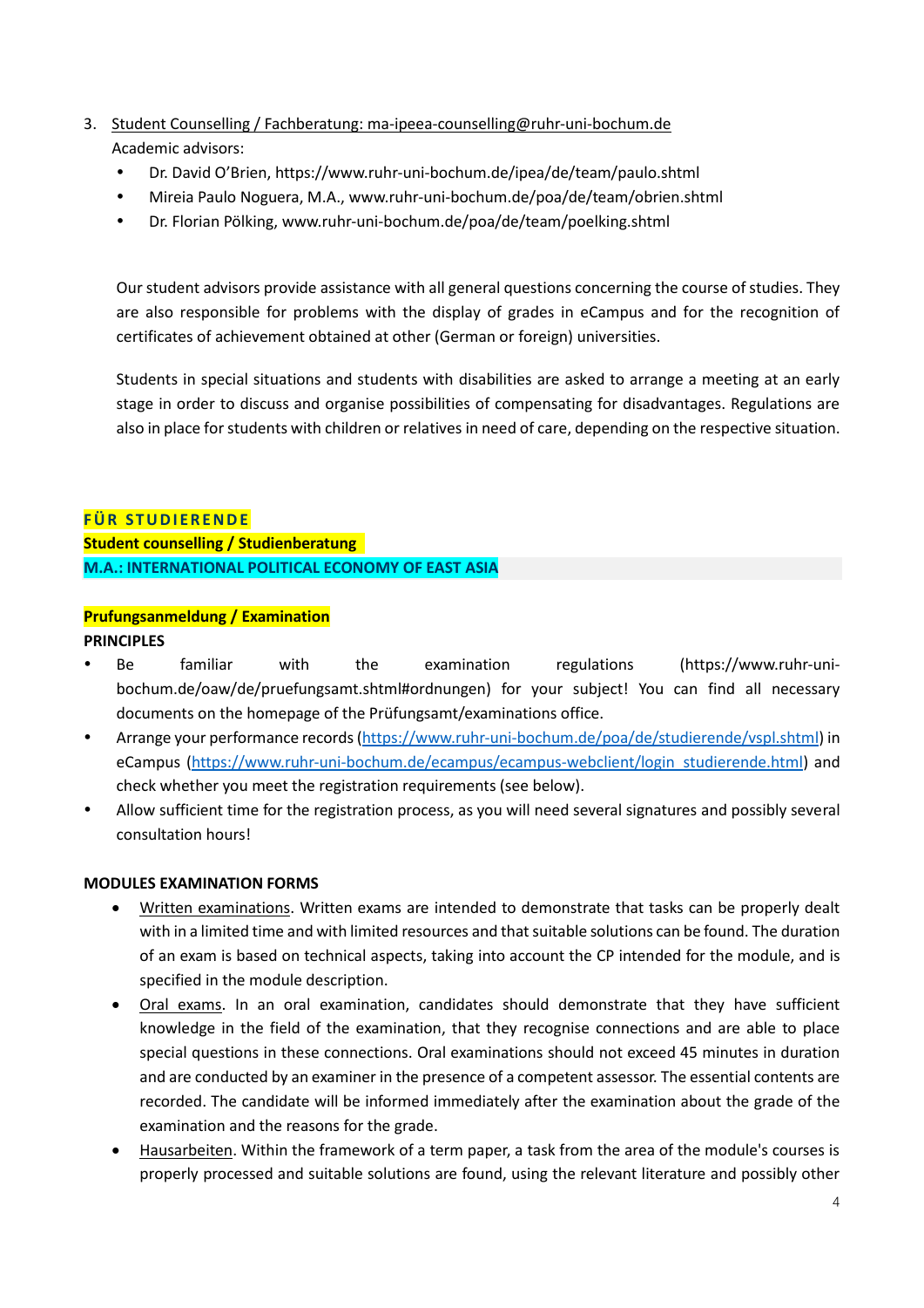3. Student Counselling / Fachberatung: ma-ipeea-counselling@ruhr-uni-bochum.de

   Academic advisors:

   - Dr. David O'Brien, https://www.ruhr-uni-bochum.de/ipea/de/team/paulo.shtml
   - Mireia Paulo Noguera, M.A., www.ruhr-uni-bochum.de/poa/de/team/obrien.shtml
   - Dr. Florian Pölking, www.ruhr-uni-bochum.de/poa/de/team/poelking.shtml

   Our student advisors provide assistance with all general questions concerning the course of studies. They are also responsible for problems with the display of grades in eCampus and for the recognition of certificates of achievement obtained at other (German or foreign) universities.

   Students in special situations and students with disabilities are asked to arrange a meeting at an early stage in order to discuss and organise possibilities of compensating for disadvantages. Regulations are also in place for students with children or relatives in need of care, depending on the respective situation.

**FÜR STUDIERENDE**

**Student counselling / Studienberatung**

**M.A.: INTERNATIONAL POLITICAL ECONOMY OF EAST ASIA**

**Prufungsanmeldung / Examination**

**PRINCIPLES**

- Be familiar with the examination regulations (https://www.ruhr-uni-bochum.de/oaw/de/pruefungsamt.shtml#ordnungen) for your subject! You can find all necessary documents on the homepage of the Prüfungsamt/examinations office.
- Arrange your performance records (https://www.ruhr-uni-bochum.de/poa/de/studierende/vspl.shtml) in eCampus (https://www.ruhr-uni-bochum.de/ecampus/ecampus-webclient/login_studierende.html) and check whether you meet the registration requirements (see below).
- Allow sufficient time for the registration process, as you will need several signatures and possibly several consultation hours!

**MODULES EXAMINATION FORMS**

- Written examinations. Written exams are intended to demonstrate that tasks can be properly dealt with in a limited time and with limited resources and that suitable solutions can be found. The duration of an exam is based on technical aspects, taking into account the CP intended for the module, and is specified in the module description.
- Oral exams. In an oral examination, candidates should demonstrate that they have sufficient knowledge in the field of the examination, that they recognise connections and are able to place special questions in these connections. Oral examinations should not exceed 45 minutes in duration and are conducted by an examiner in the presence of a competent assessor. The essential contents are recorded. The candidate will be informed immediately after the examination about the grade of the examination and the reasons for the grade.
- Hausarbeiten. Within the framework of a term paper, a task from the area of the module's courses is properly processed and suitable solutions are found, using the relevant literature and possibly other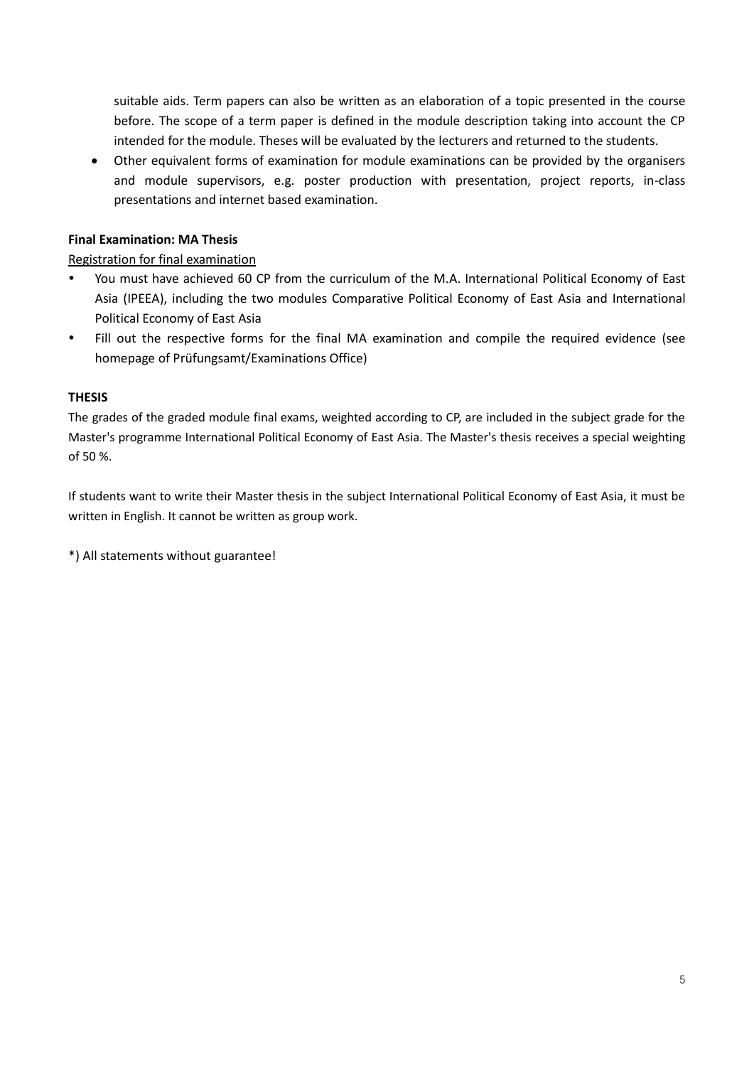suitable aids. Term papers can also be written as an elaboration of a topic presented in the course before. The scope of a term paper is defined in the module description taking into account the CP intended for the module. Theses will be evaluated by the lecturers and returned to the students.

- Other equivalent forms of examination for module examinations can be provided by the organisers and module supervisors, e.g. poster production with presentation, project reports, in-class presentations and internet based examination.

**Final Examination: MA Thesis**

Registration for final examination

- You must have achieved 60 CP from the curriculum of the M.A. International Political Economy of East Asia (IPEEA), including the two modules Comparative Political Economy of East Asia and International Political Economy of East Asia
- Fill out the respective forms for the final MA examination and compile the required evidence (see homepage of Prüfungsamt/Examinations Office)

**THESIS**

The grades of the graded module final exams, weighted according to CP, are included in the subject grade for the Master's programme International Political Economy of East Asia. The Master's thesis receives a special weighting of 50 %.

If students want to write their Master thesis in the subject International Political Economy of East Asia, it must be written in English. It cannot be written as group work.

*) All statements without guarantee!